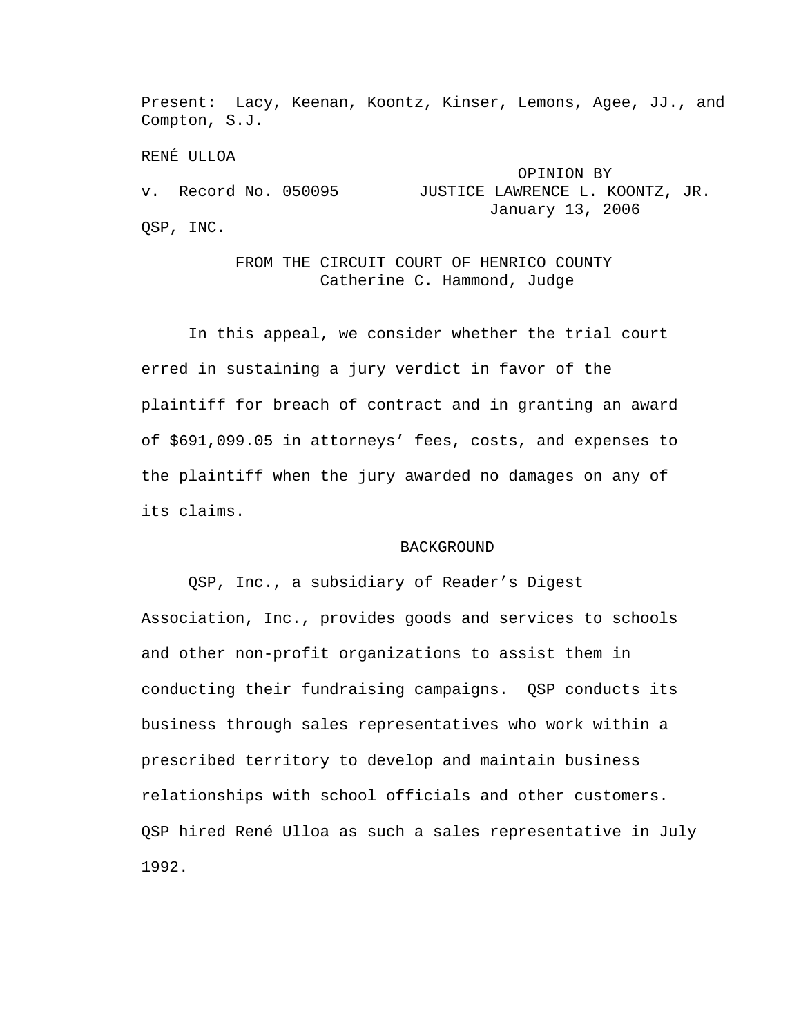Present: Lacy, Keenan, Koontz, Kinser, Lemons, Agee, JJ., and Compton, S.J.

RENÉ ULLOA

v. Record No. 050095

OPINION BY JUSTICE LAWRENCE L. KOONTZ, JR.
January 13, 2006

QSP, INC.

FROM THE CIRCUIT COURT OF HENRICO COUNTY
Catherine C. Hammond, Judge

In this appeal, we consider whether the trial court erred in sustaining a jury verdict in favor of the plaintiff for breach of contract and in granting an award of $691,099.05 in attorneys' fees, costs, and expenses to the plaintiff when the jury awarded no damages on any of its claims.

## BACKGROUND

QSP, Inc., a subsidiary of Reader's Digest Association, Inc., provides goods and services to schools and other non-profit organizations to assist them in conducting their fundraising campaigns. QSP conducts its business through sales representatives who work within a prescribed territory to develop and maintain business relationships with school officials and other customers. QSP hired René Ulloa as such a sales representative in July 1992.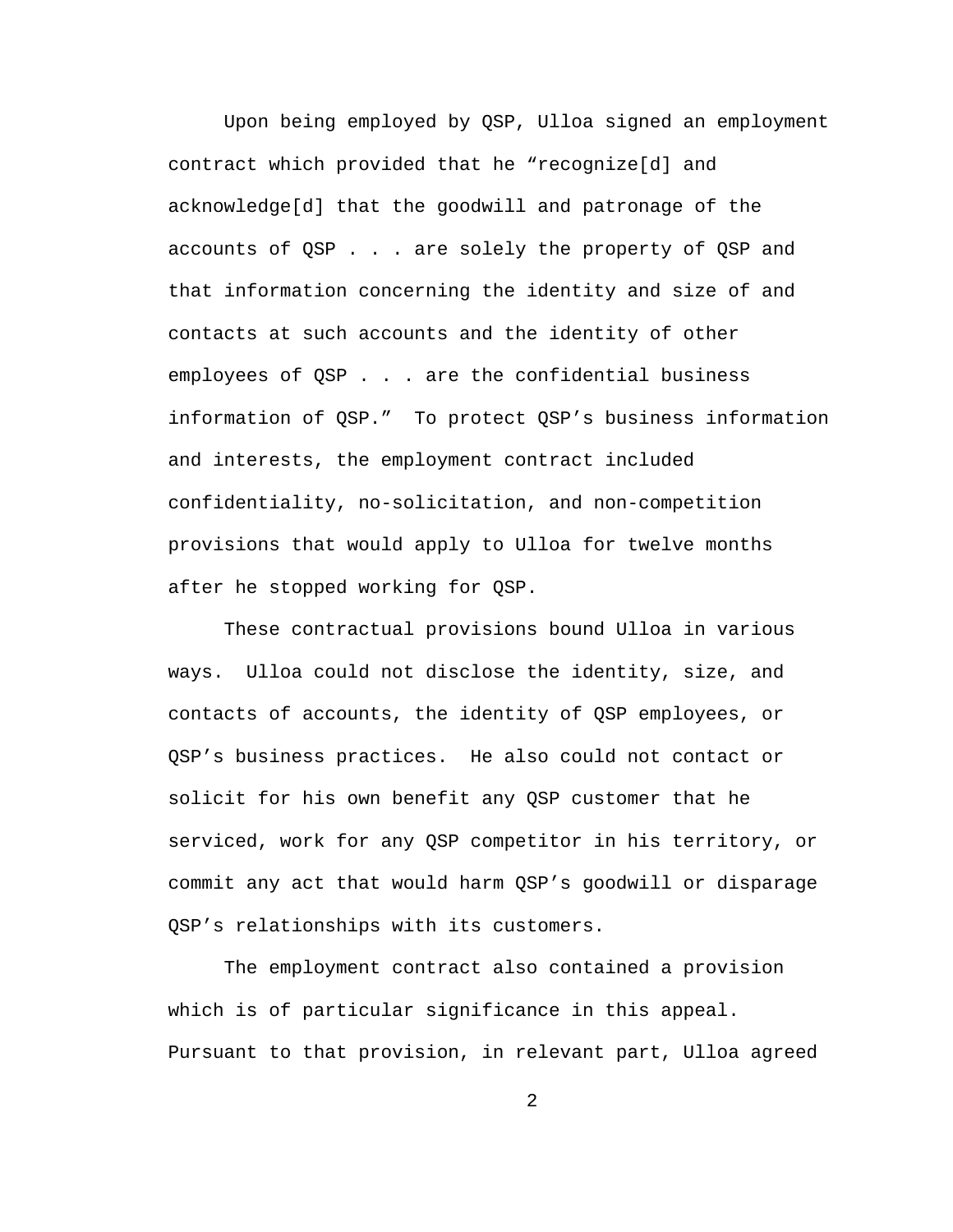Upon being employed by QSP, Ulloa signed an employment contract which provided that he "recognize[d] and acknowledge[d] that the goodwill and patronage of the accounts of QSP . . . are solely the property of QSP and that information concerning the identity and size of and contacts at such accounts and the identity of other employees of QSP . . . are the confidential business information of QSP." To protect QSP's business information and interests, the employment contract included confidentiality, no-solicitation, and non-competition provisions that would apply to Ulloa for twelve months after he stopped working for QSP.

These contractual provisions bound Ulloa in various ways. Ulloa could not disclose the identity, size, and contacts of accounts, the identity of QSP employees, or QSP's business practices. He also could not contact or solicit for his own benefit any QSP customer that he serviced, work for any QSP competitor in his territory, or commit any act that would harm QSP's goodwill or disparage QSP's relationships with its customers.

The employment contract also contained a provision which is of particular significance in this appeal. Pursuant to that provision, in relevant part, Ulloa agreed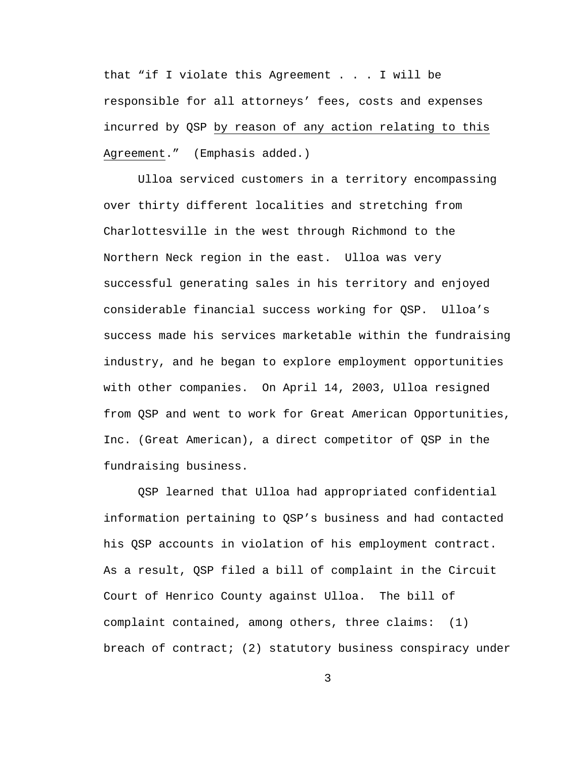that "if I violate this Agreement . . . I will be responsible for all attorneys' fees, costs and expenses incurred by QSP <u>by reason of any action relating to this Agreement</u>." (Emphasis added.)

Ulloa serviced customers in a territory encompassing over thirty different localities and stretching from Charlottesville in the west through Richmond to the Northern Neck region in the east. Ulloa was very successful generating sales in his territory and enjoyed considerable financial success working for QSP. Ulloa's success made his services marketable within the fundraising industry, and he began to explore employment opportunities with other companies. On April 14, 2003, Ulloa resigned from QSP and went to work for Great American Opportunities, Inc. (Great American), a direct competitor of QSP in the fundraising business.

QSP learned that Ulloa had appropriated confidential information pertaining to QSP's business and had contacted his QSP accounts in violation of his employment contract. As a result, QSP filed a bill of complaint in the Circuit Court of Henrico County against Ulloa. The bill of complaint contained, among others, three claims: (1) breach of contract; (2) statutory business conspiracy under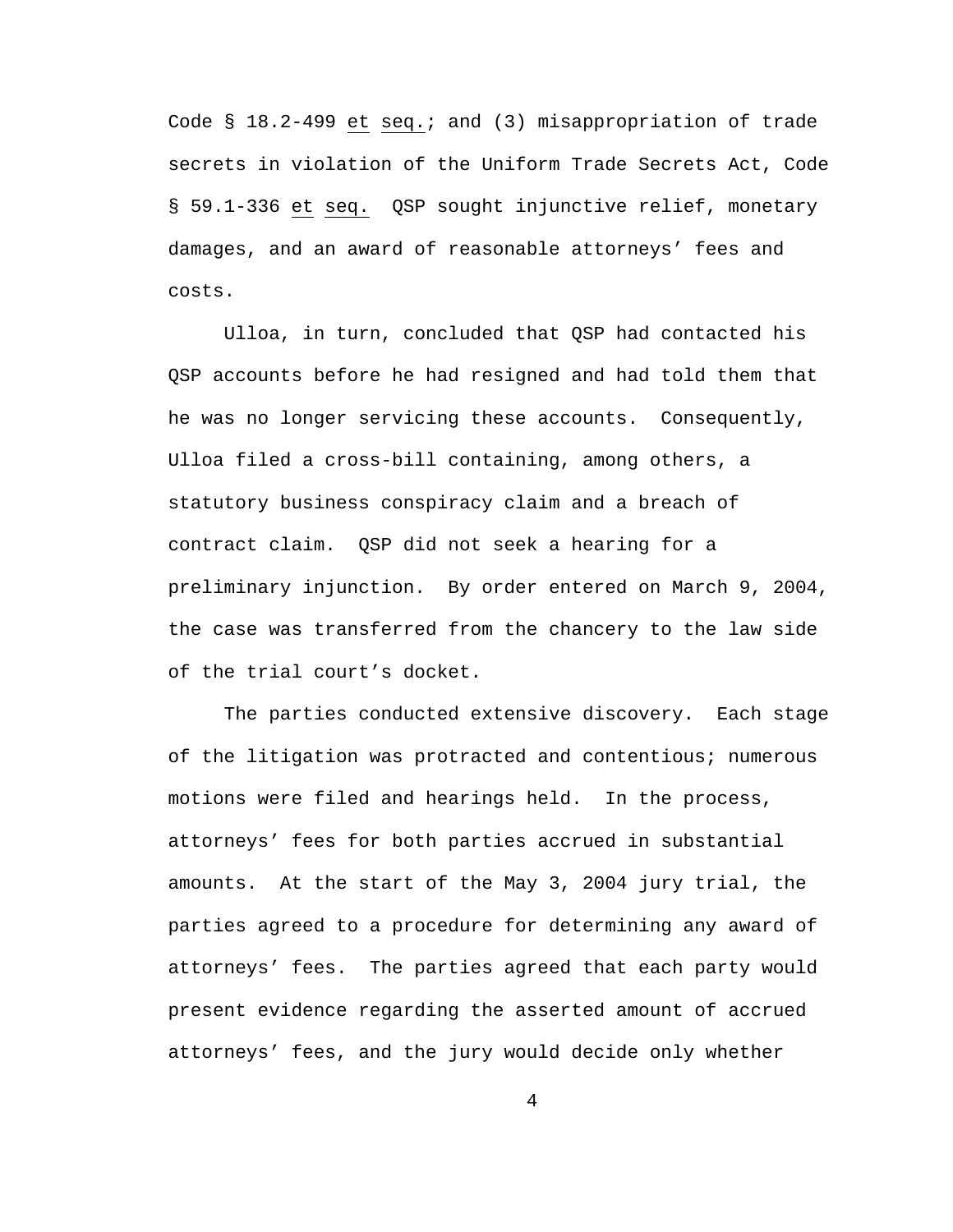Code § 18.2-499 et seq.; and (3) misappropriation of trade secrets in violation of the Uniform Trade Secrets Act, Code § 59.1-336 et seq. QSP sought injunctive relief, monetary damages, and an award of reasonable attorneys' fees and costs.

Ulloa, in turn, concluded that QSP had contacted his QSP accounts before he had resigned and had told them that he was no longer servicing these accounts. Consequently, Ulloa filed a cross-bill containing, among others, a statutory business conspiracy claim and a breach of contract claim. QSP did not seek a hearing for a preliminary injunction. By order entered on March 9, 2004, the case was transferred from the chancery to the law side of the trial court's docket.

The parties conducted extensive discovery. Each stage of the litigation was protracted and contentious; numerous motions were filed and hearings held. In the process, attorneys' fees for both parties accrued in substantial amounts. At the start of the May 3, 2004 jury trial, the parties agreed to a procedure for determining any award of attorneys' fees. The parties agreed that each party would present evidence regarding the asserted amount of accrued attorneys' fees, and the jury would decide only whether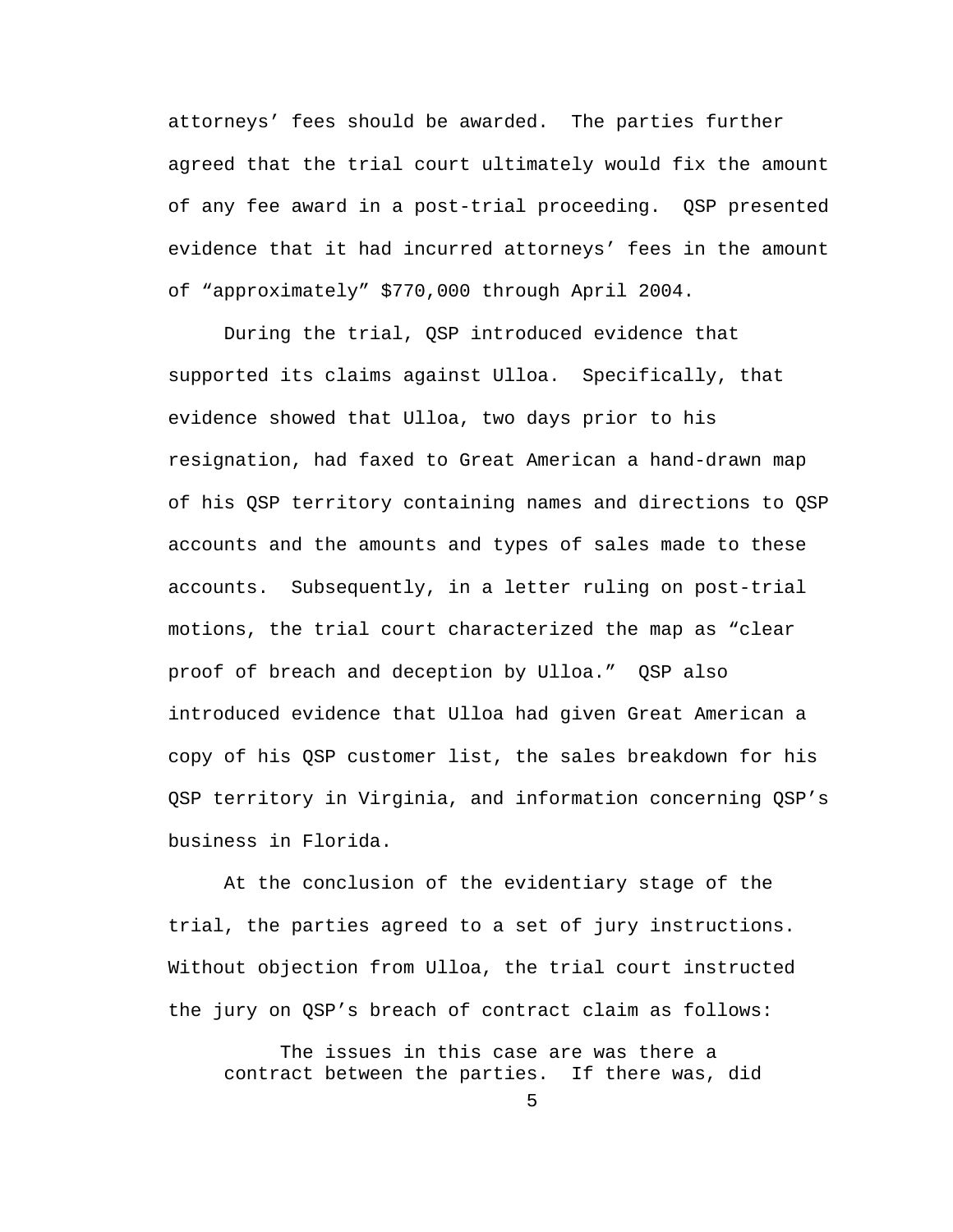attorneys' fees should be awarded. The parties further agreed that the trial court ultimately would fix the amount of any fee award in a post-trial proceeding. QSP presented evidence that it had incurred attorneys' fees in the amount of "approximately" $770,000 through April 2004.

During the trial, QSP introduced evidence that supported its claims against Ulloa. Specifically, that evidence showed that Ulloa, two days prior to his resignation, had faxed to Great American a hand-drawn map of his QSP territory containing names and directions to QSP accounts and the amounts and types of sales made to these accounts. Subsequently, in a letter ruling on post-trial motions, the trial court characterized the map as "clear proof of breach and deception by Ulloa." QSP also introduced evidence that Ulloa had given Great American a copy of his QSP customer list, the sales breakdown for his QSP territory in Virginia, and information concerning QSP's business in Florida.

At the conclusion of the evidentiary stage of the trial, the parties agreed to a set of jury instructions. Without objection from Ulloa, the trial court instructed the jury on QSP's breach of contract claim as follows:

> The issues in this case are was there a contract between the parties. If there was, did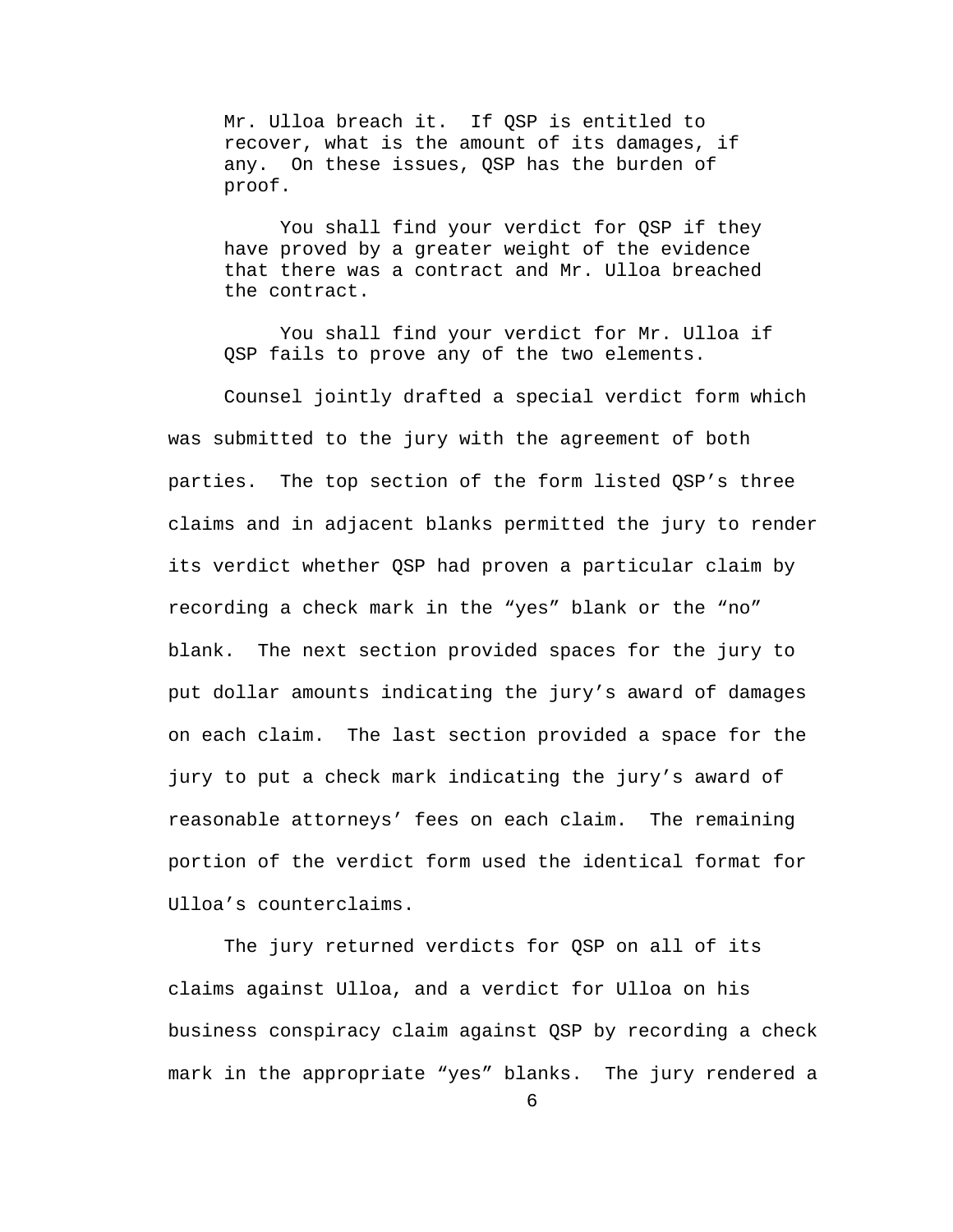> Mr. Ulloa breach it. If QSP is entitled to recover, what is the amount of its damages, if any. On these issues, QSP has the burden of proof.
>
> You shall find your verdict for QSP if they have proved by a greater weight of the evidence that there was a contract and Mr. Ulloa breached the contract.
>
> You shall find your verdict for Mr. Ulloa if QSP fails to prove any of the two elements.

Counsel jointly drafted a special verdict form which was submitted to the jury with the agreement of both parties. The top section of the form listed QSP's three claims and in adjacent blanks permitted the jury to render its verdict whether QSP had proven a particular claim by recording a check mark in the "yes" blank or the "no" blank. The next section provided spaces for the jury to put dollar amounts indicating the jury's award of damages on each claim. The last section provided a space for the jury to put a check mark indicating the jury's award of reasonable attorneys' fees on each claim. The remaining portion of the verdict form used the identical format for Ulloa's counterclaims.

The jury returned verdicts for QSP on all of its claims against Ulloa, and a verdict for Ulloa on his business conspiracy claim against QSP by recording a check mark in the appropriate "yes" blanks. The jury rendered a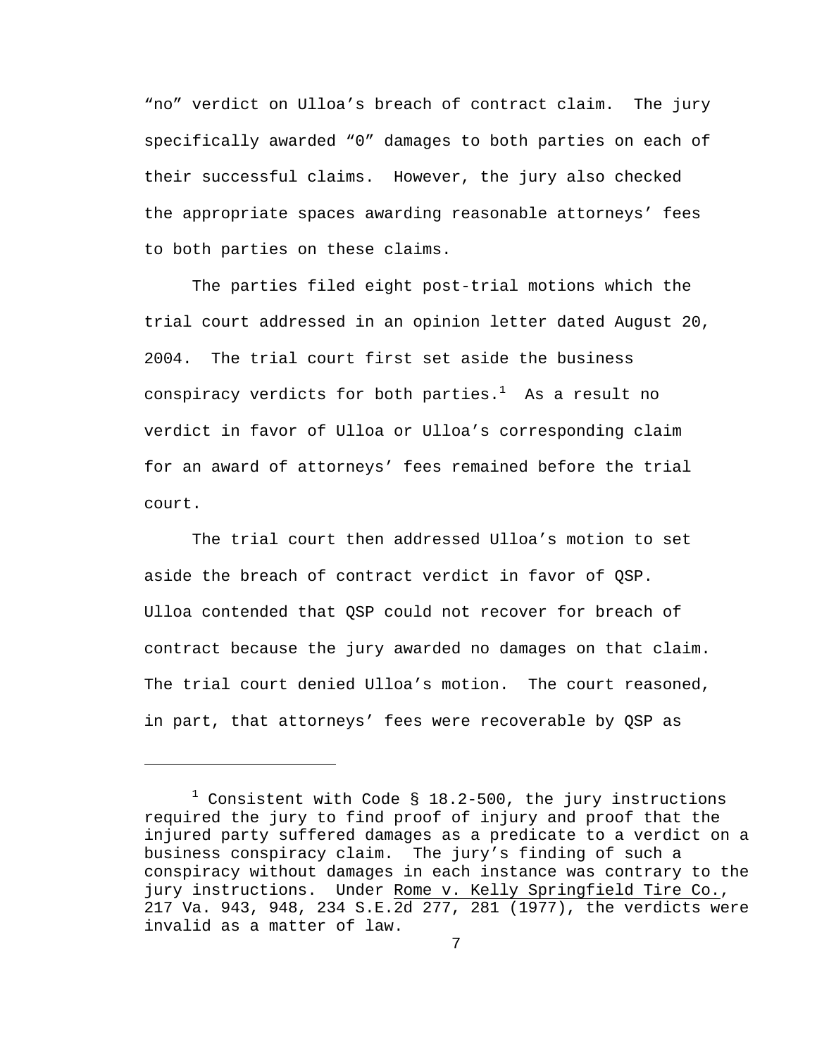"no" verdict on Ulloa's breach of contract claim. The jury specifically awarded "0" damages to both parties on each of their successful claims. However, the jury also checked the appropriate spaces awarding reasonable attorneys' fees to both parties on these claims.

The parties filed eight post-trial motions which the trial court addressed in an opinion letter dated August 20, 2004. The trial court first set aside the business conspiracy verdicts for both parties.[1] As a result no verdict in favor of Ulloa or Ulloa's corresponding claim for an award of attorneys' fees remained before the trial court.

The trial court then addressed Ulloa's motion to set aside the breach of contract verdict in favor of QSP. Ulloa contended that QSP could not recover for breach of contract because the jury awarded no damages on that claim. The trial court denied Ulloa's motion. The court reasoned, in part, that attorneys' fees were recoverable by QSP as

---

[1] Consistent with Code § 18.2-500, the jury instructions required the jury to find proof of injury and proof that the injured party suffered damages as a predicate to a verdict on a business conspiracy claim. The jury's finding of such a conspiracy without damages in each instance was contrary to the jury instructions. Under Rome v. Kelly Springfield Tire Co., 217 Va. 943, 948, 234 S.E.2d 277, 281 (1977), the verdicts were invalid as a matter of law.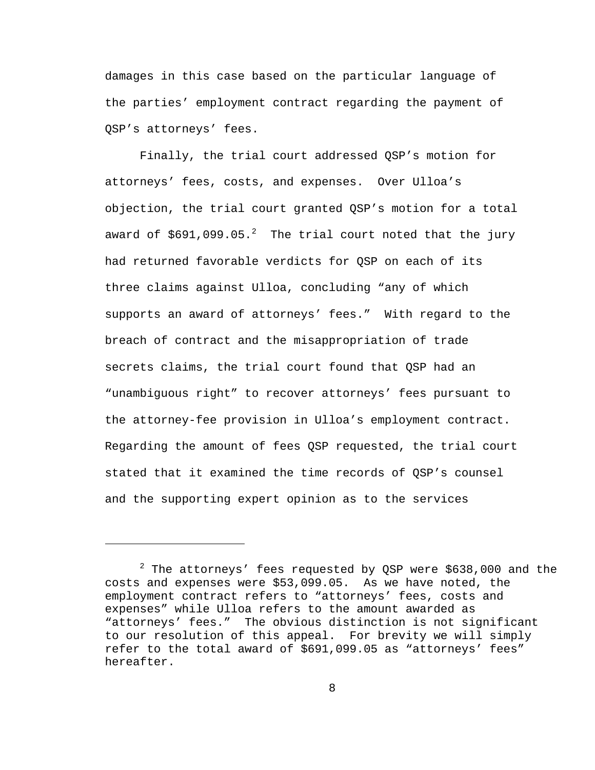damages in this case based on the particular language of the parties' employment contract regarding the payment of QSP's attorneys' fees.

Finally, the trial court addressed QSP's motion for attorneys' fees, costs, and expenses. Over Ulloa's objection, the trial court granted QSP's motion for a total award of $691,099.05.[2] The trial court noted that the jury had returned favorable verdicts for QSP on each of its three claims against Ulloa, concluding "any of which supports an award of attorneys' fees." With regard to the breach of contract and the misappropriation of trade secrets claims, the trial court found that QSP had an "unambiguous right" to recover attorneys' fees pursuant to the attorney-fee provision in Ulloa's employment contract. Regarding the amount of fees QSP requested, the trial court stated that it examined the time records of QSP's counsel and the supporting expert opinion as to the services

---

[2] The attorneys' fees requested by QSP were $638,000 and the costs and expenses were $53,099.05. As we have noted, the employment contract refers to "attorneys' fees, costs and expenses" while Ulloa refers to the amount awarded as "attorneys' fees." The obvious distinction is not significant to our resolution of this appeal. For brevity we will simply refer to the total award of $691,099.05 as "attorneys' fees" hereafter.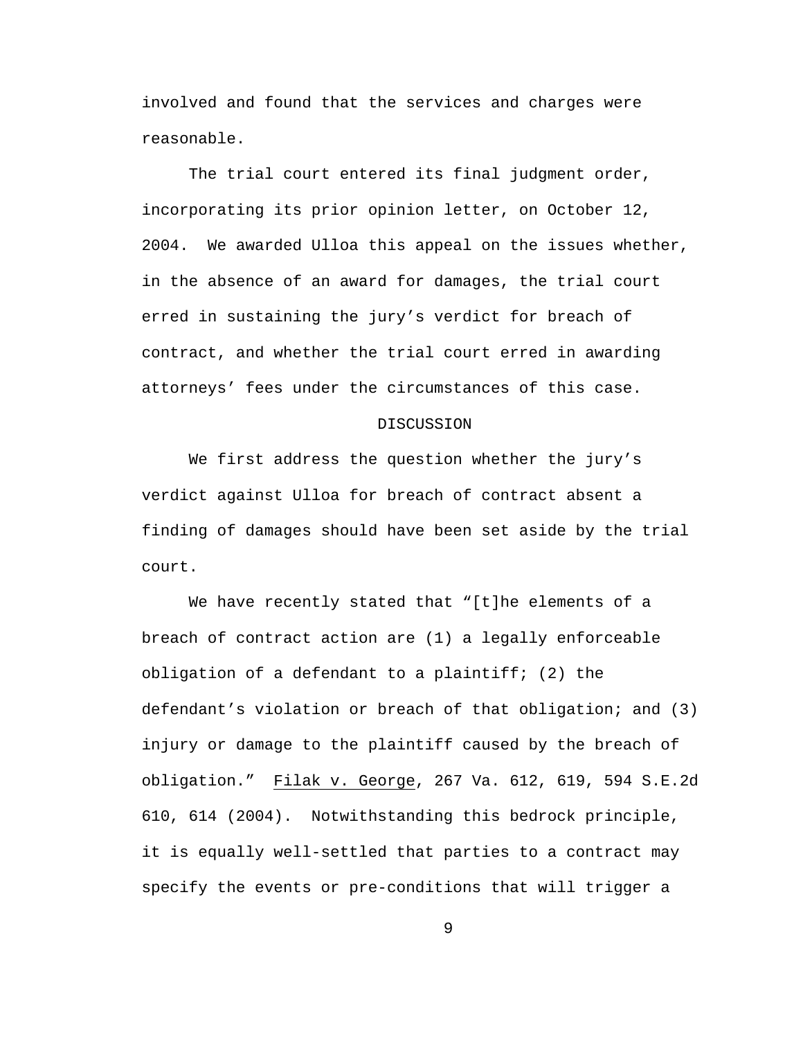involved and found that the services and charges were reasonable.

The trial court entered its final judgment order, incorporating its prior opinion letter, on October 12, 2004. We awarded Ulloa this appeal on the issues whether, in the absence of an award for damages, the trial court erred in sustaining the jury's verdict for breach of contract, and whether the trial court erred in awarding attorneys' fees under the circumstances of this case.

## DISCUSSION

We first address the question whether the jury's verdict against Ulloa for breach of contract absent a finding of damages should have been set aside by the trial court.

We have recently stated that "[t]he elements of a breach of contract action are (1) a legally enforceable obligation of a defendant to a plaintiff; (2) the defendant's violation or breach of that obligation; and (3) injury or damage to the plaintiff caused by the breach of obligation." Filak v. George, 267 Va. 612, 619, 594 S.E.2d 610, 614 (2004). Notwithstanding this bedrock principle, it is equally well-settled that parties to a contract may specify the events or pre-conditions that will trigger a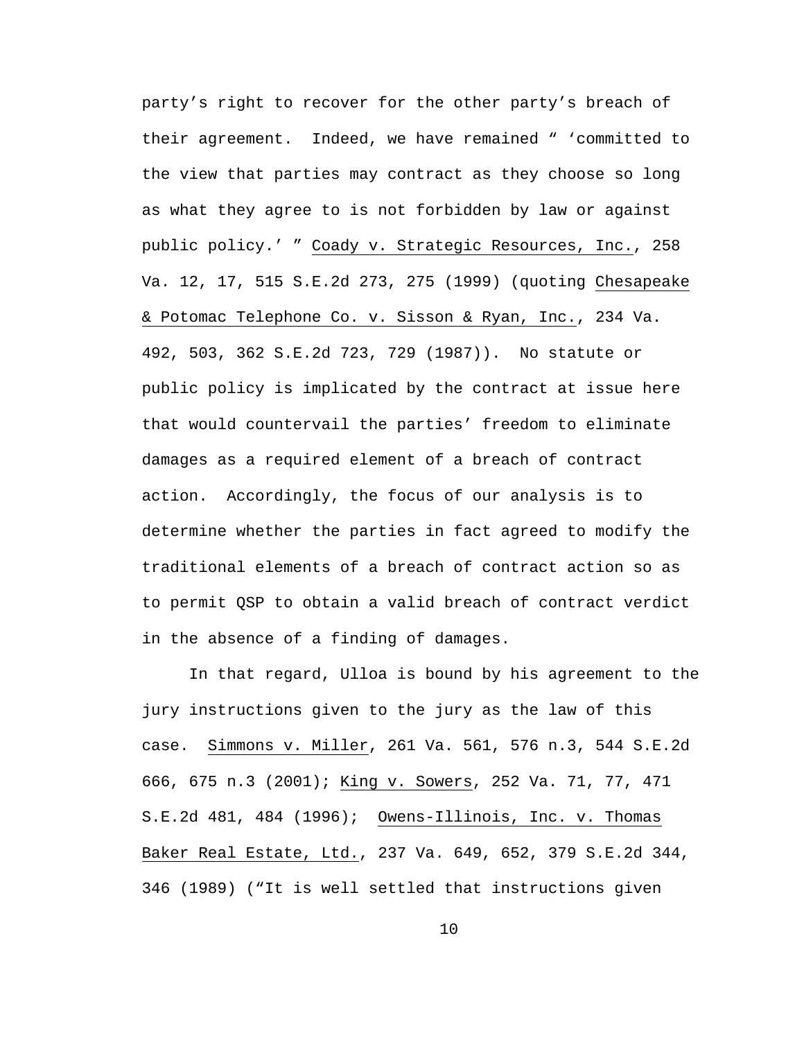party’s right to recover for the other party’s breach of their agreement. Indeed, we have remained “ ‘committed to the view that parties may contract as they choose so long as what they agree to is not forbidden by law or against public policy.’ ” Coady v. Strategic Resources, Inc., 258 Va. 12, 17, 515 S.E.2d 273, 275 (1999) (quoting Chesapeake & Potomac Telephone Co. v. Sisson & Ryan, Inc., 234 Va. 492, 503, 362 S.E.2d 723, 729 (1987)). No statute or public policy is implicated by the contract at issue here that would countervail the parties’ freedom to eliminate damages as a required element of a breach of contract action. Accordingly, the focus of our analysis is to determine whether the parties in fact agreed to modify the traditional elements of a breach of contract action so as to permit QSP to obtain a valid breach of contract verdict in the absence of a finding of damages.

In that regard, Ulloa is bound by his agreement to the jury instructions given to the jury as the law of this case. Simmons v. Miller, 261 Va. 561, 576 n.3, 544 S.E.2d 666, 675 n.3 (2001); King v. Sowers, 252 Va. 71, 77, 471 S.E.2d 481, 484 (1996); Owens-Illinois, Inc. v. Thomas Baker Real Estate, Ltd., 237 Va. 649, 652, 379 S.E.2d 344, 346 (1989) (“It is well settled that instructions given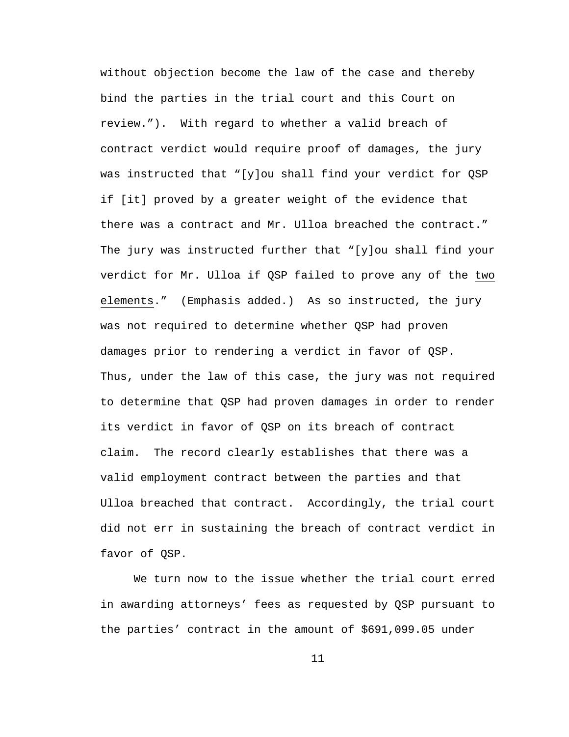without objection become the law of the case and thereby bind the parties in the trial court and this Court on review."). With regard to whether a valid breach of contract verdict would require proof of damages, the jury was instructed that "[y]ou shall find your verdict for QSP if [it] proved by a greater weight of the evidence that there was a contract and Mr. Ulloa breached the contract." The jury was instructed further that "[y]ou shall find your verdict for Mr. Ulloa if QSP failed to prove any of the <u>two elements</u>." (Emphasis added.) As so instructed, the jury was not required to determine whether QSP had proven damages prior to rendering a verdict in favor of QSP. Thus, under the law of this case, the jury was not required to determine that QSP had proven damages in order to render its verdict in favor of QSP on its breach of contract claim. The record clearly establishes that there was a valid employment contract between the parties and that Ulloa breached that contract. Accordingly, the trial court did not err in sustaining the breach of contract verdict in favor of QSP.

We turn now to the issue whether the trial court erred in awarding attorneys' fees as requested by QSP pursuant to the parties' contract in the amount of $691,099.05 under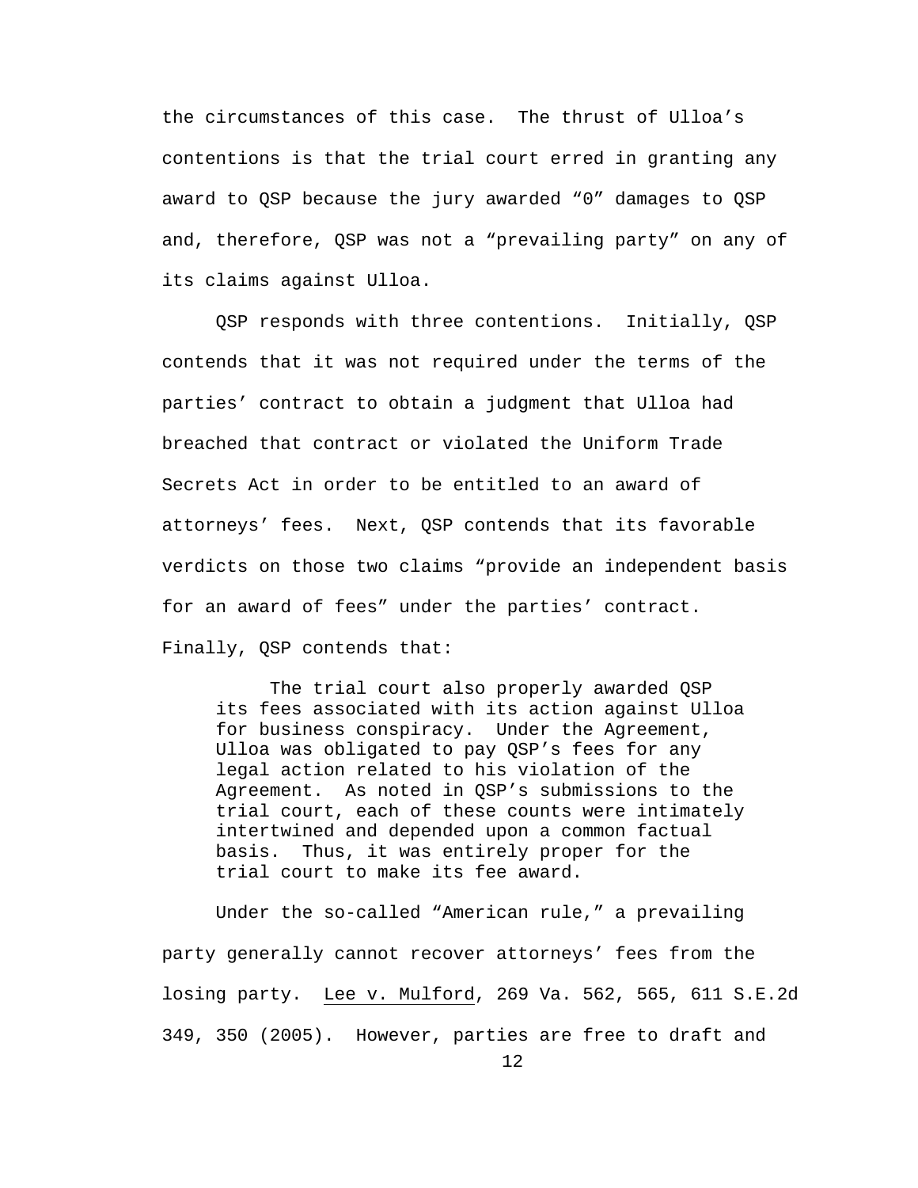the circumstances of this case. The thrust of Ulloa's contentions is that the trial court erred in granting any award to QSP because the jury awarded "0" damages to QSP and, therefore, QSP was not a "prevailing party" on any of its claims against Ulloa.

QSP responds with three contentions. Initially, QSP contends that it was not required under the terms of the parties' contract to obtain a judgment that Ulloa had breached that contract or violated the Uniform Trade Secrets Act in order to be entitled to an award of attorneys' fees. Next, QSP contends that its favorable verdicts on those two claims "provide an independent basis for an award of fees" under the parties' contract. Finally, QSP contends that:

> The trial court also properly awarded QSP its fees associated with its action against Ulloa for business conspiracy. Under the Agreement, Ulloa was obligated to pay QSP's fees for any legal action related to his violation of the Agreement. As noted in QSP's submissions to the trial court, each of these counts were intimately intertwined and depended upon a common factual basis. Thus, it was entirely proper for the trial court to make its fee award.

Under the so-called "American rule," a prevailing party generally cannot recover attorneys' fees from the losing party. Lee v. Mulford, 269 Va. 562, 565, 611 S.E.2d 349, 350 (2005). However, parties are free to draft and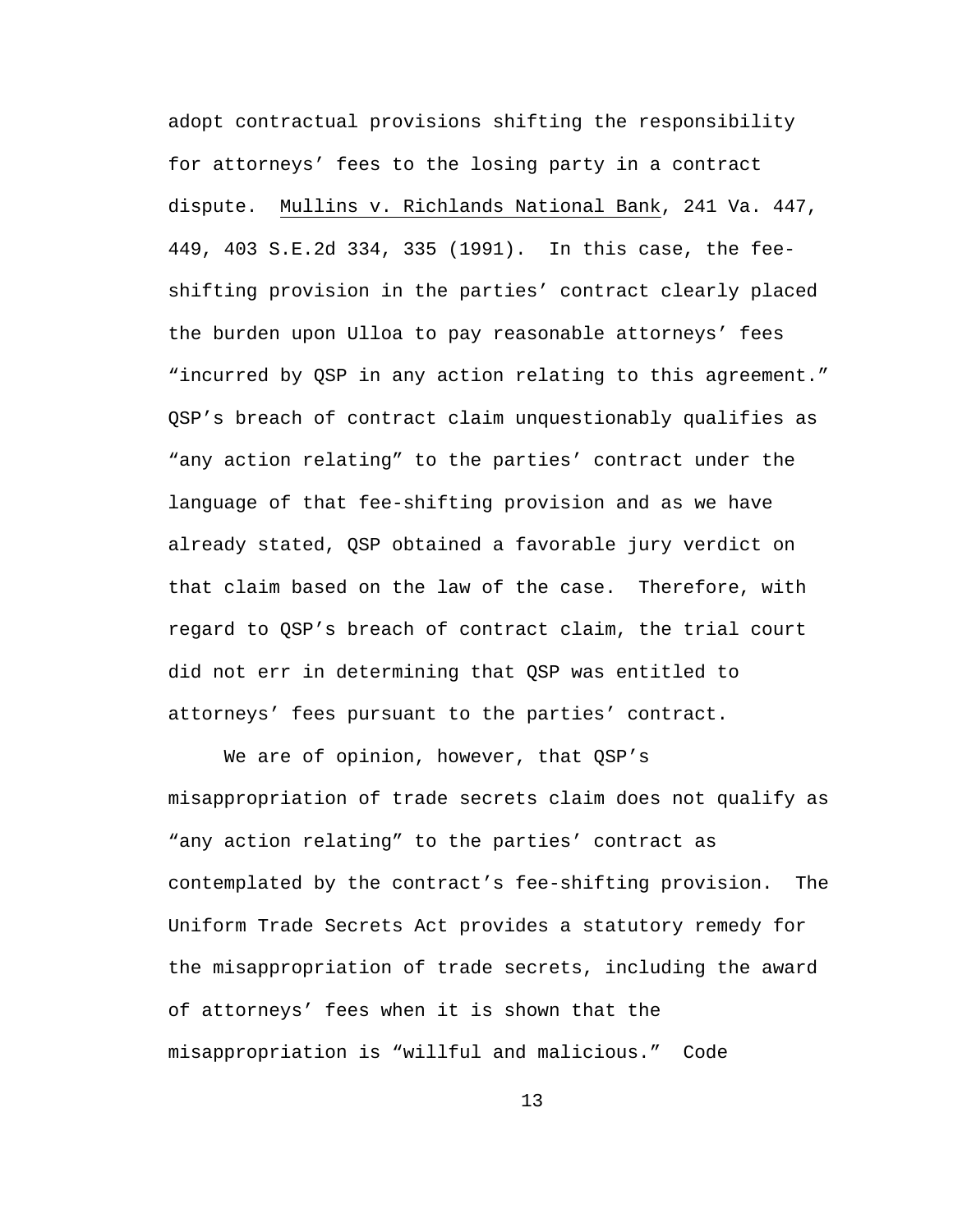adopt contractual provisions shifting the responsibility for attorneys' fees to the losing party in a contract dispute. Mullins v. Richlands National Bank, 241 Va. 447, 449, 403 S.E.2d 334, 335 (1991). In this case, the fee-shifting provision in the parties' contract clearly placed the burden upon Ulloa to pay reasonable attorneys' fees "incurred by QSP in any action relating to this agreement." QSP's breach of contract claim unquestionably qualifies as "any action relating" to the parties' contract under the language of that fee-shifting provision and as we have already stated, QSP obtained a favorable jury verdict on that claim based on the law of the case. Therefore, with regard to QSP's breach of contract claim, the trial court did not err in determining that QSP was entitled to attorneys' fees pursuant to the parties' contract.

We are of opinion, however, that QSP's misappropriation of trade secrets claim does not qualify as "any action relating" to the parties' contract as contemplated by the contract's fee-shifting provision. The Uniform Trade Secrets Act provides a statutory remedy for the misappropriation of trade secrets, including the award of attorneys' fees when it is shown that the misappropriation is "willful and malicious." Code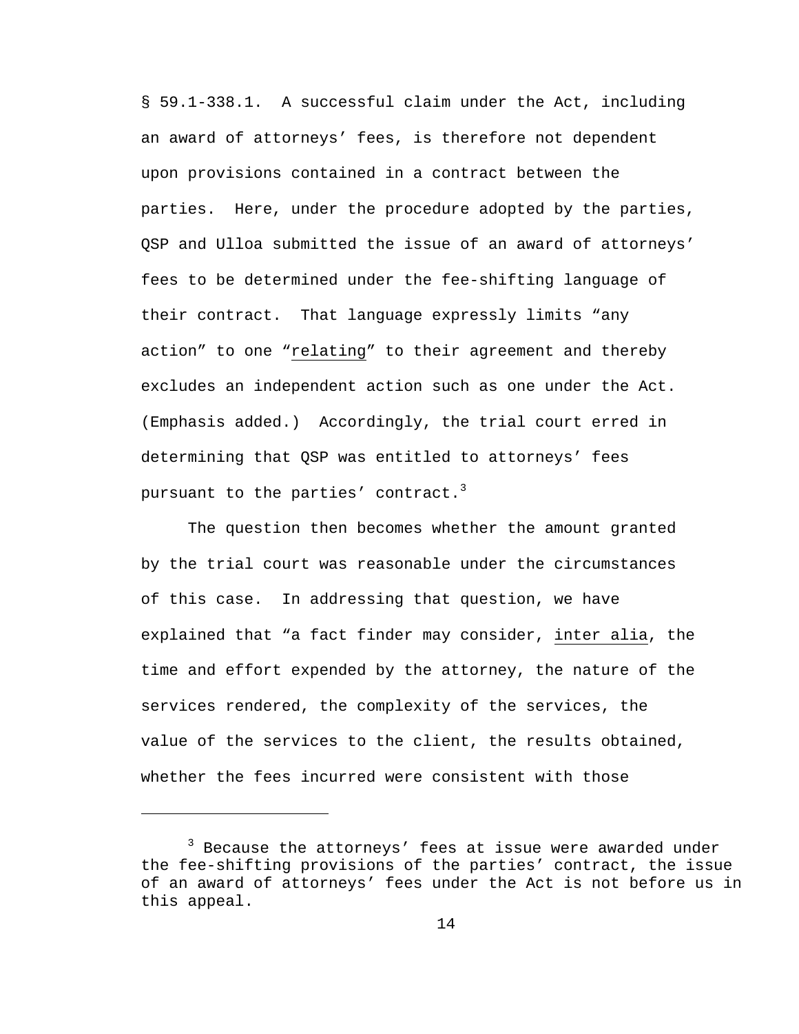§ 59.1-338.1. A successful claim under the Act, including an award of attorneys' fees, is therefore not dependent upon provisions contained in a contract between the parties. Here, under the procedure adopted by the parties, QSP and Ulloa submitted the issue of an award of attorneys' fees to be determined under the fee-shifting language of their contract. That language expressly limits "any action" to one "relating" to their agreement and thereby excludes an independent action such as one under the Act. (Emphasis added.) Accordingly, the trial court erred in determining that QSP was entitled to attorneys' fees pursuant to the parties' contract.[3]

The question then becomes whether the amount granted by the trial court was reasonable under the circumstances of this case. In addressing that question, we have explained that "a fact finder may consider, inter alia, the time and effort expended by the attorney, the nature of the services rendered, the complexity of the services, the value of the services to the client, the results obtained, whether the fees incurred were consistent with those

---

[3] Because the attorneys' fees at issue were awarded under the fee-shifting provisions of the parties' contract, the issue of an award of attorneys' fees under the Act is not before us in this appeal.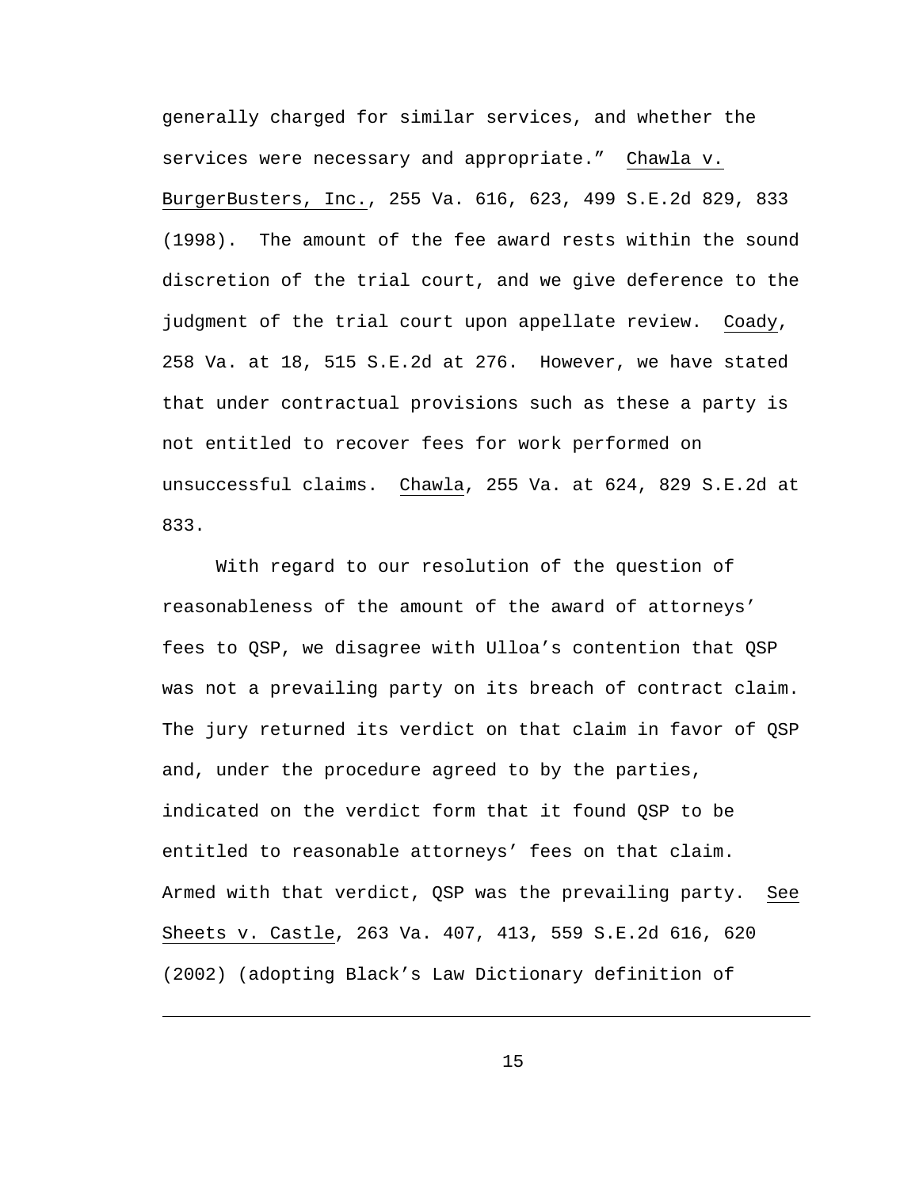generally charged for similar services, and whether the services were necessary and appropriate." Chawla v. BurgerBusters, Inc., 255 Va. 616, 623, 499 S.E.2d 829, 833 (1998). The amount of the fee award rests within the sound discretion of the trial court, and we give deference to the judgment of the trial court upon appellate review. Coady, 258 Va. at 18, 515 S.E.2d at 276. However, we have stated that under contractual provisions such as these a party is not entitled to recover fees for work performed on unsuccessful claims. Chawla, 255 Va. at 624, 829 S.E.2d at 833.

With regard to our resolution of the question of reasonableness of the amount of the award of attorneys' fees to QSP, we disagree with Ulloa's contention that QSP was not a prevailing party on its breach of contract claim. The jury returned its verdict on that claim in favor of QSP and, under the procedure agreed to by the parties, indicated on the verdict form that it found QSP to be entitled to reasonable attorneys' fees on that claim. Armed with that verdict, QSP was the prevailing party. See Sheets v. Castle, 263 Va. 407, 413, 559 S.E.2d 616, 620 (2002) (adopting Black's Law Dictionary definition of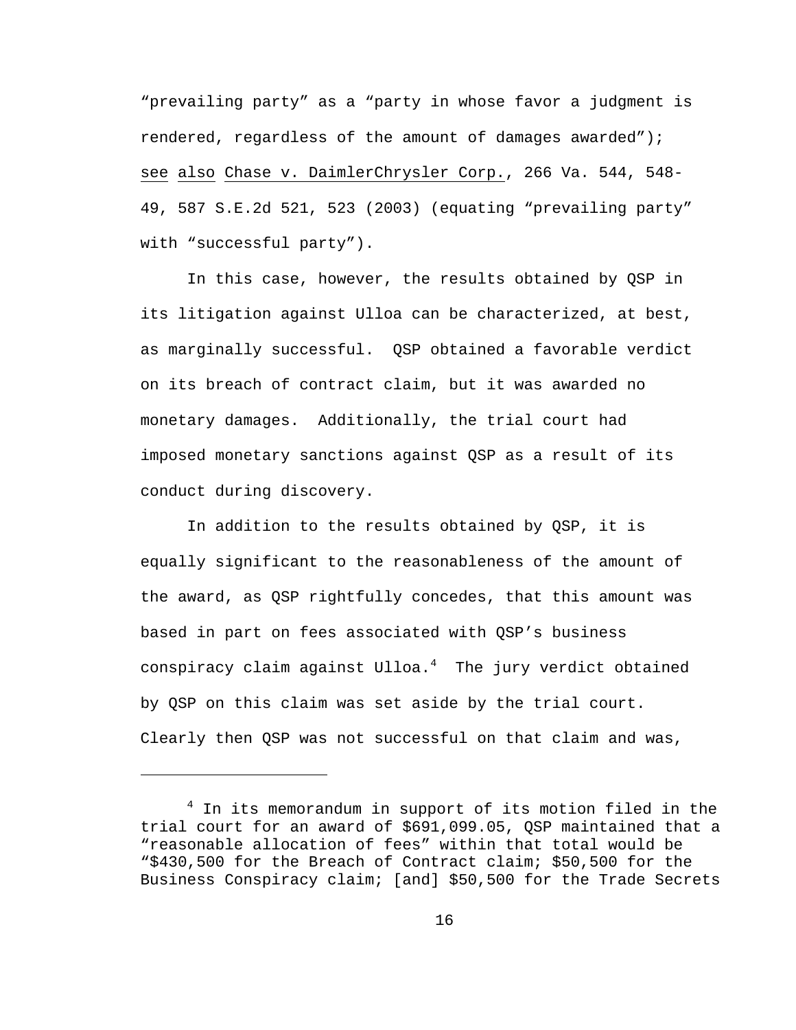"prevailing party" as a "party in whose favor a judgment is rendered, regardless of the amount of damages awarded"); see also Chase v. DaimlerChrysler Corp., 266 Va. 544, 548-49, 587 S.E.2d 521, 523 (2003) (equating "prevailing party" with "successful party").

In this case, however, the results obtained by QSP in its litigation against Ulloa can be characterized, at best, as marginally successful. QSP obtained a favorable verdict on its breach of contract claim, but it was awarded no monetary damages. Additionally, the trial court had imposed monetary sanctions against QSP as a result of its conduct during discovery.

In addition to the results obtained by QSP, it is equally significant to the reasonableness of the amount of the award, as QSP rightfully concedes, that this amount was based in part on fees associated with QSP's business conspiracy claim against Ulloa.[4] The jury verdict obtained by QSP on this claim was set aside by the trial court. Clearly then QSP was not successful on that claim and was,

---

[4] In its memorandum in support of its motion filed in the trial court for an award of $691,099.05, QSP maintained that a "reasonable allocation of fees" within that total would be "$430,500 for the Breach of Contract claim; $50,500 for the Business Conspiracy claim; [and] $50,500 for the Trade Secrets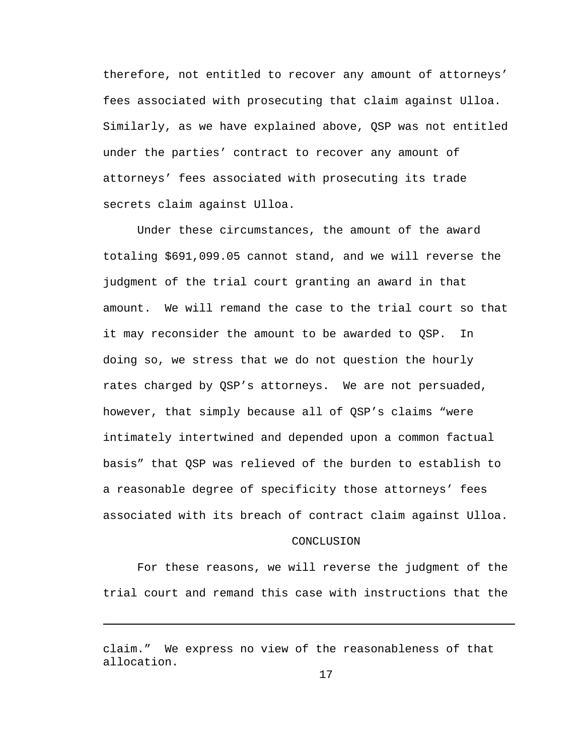therefore, not entitled to recover any amount of attorneys' fees associated with prosecuting that claim against Ulloa. Similarly, as we have explained above, QSP was not entitled under the parties' contract to recover any amount of attorneys' fees associated with prosecuting its trade secrets claim against Ulloa.

Under these circumstances, the amount of the award totaling $691,099.05 cannot stand, and we will reverse the judgment of the trial court granting an award in that amount. We will remand the case to the trial court so that it may reconsider the amount to be awarded to QSP. In doing so, we stress that we do not question the hourly rates charged by QSP's attorneys. We are not persuaded, however, that simply because all of QSP's claims "were intimately intertwined and depended upon a common factual basis" that QSP was relieved of the burden to establish to a reasonable degree of specificity those attorneys' fees associated with its breach of contract claim against Ulloa.

## CONCLUSION

For these reasons, we will reverse the judgment of the trial court and remand this case with instructions that the

---

claim." We express no view of the reasonableness of that allocation.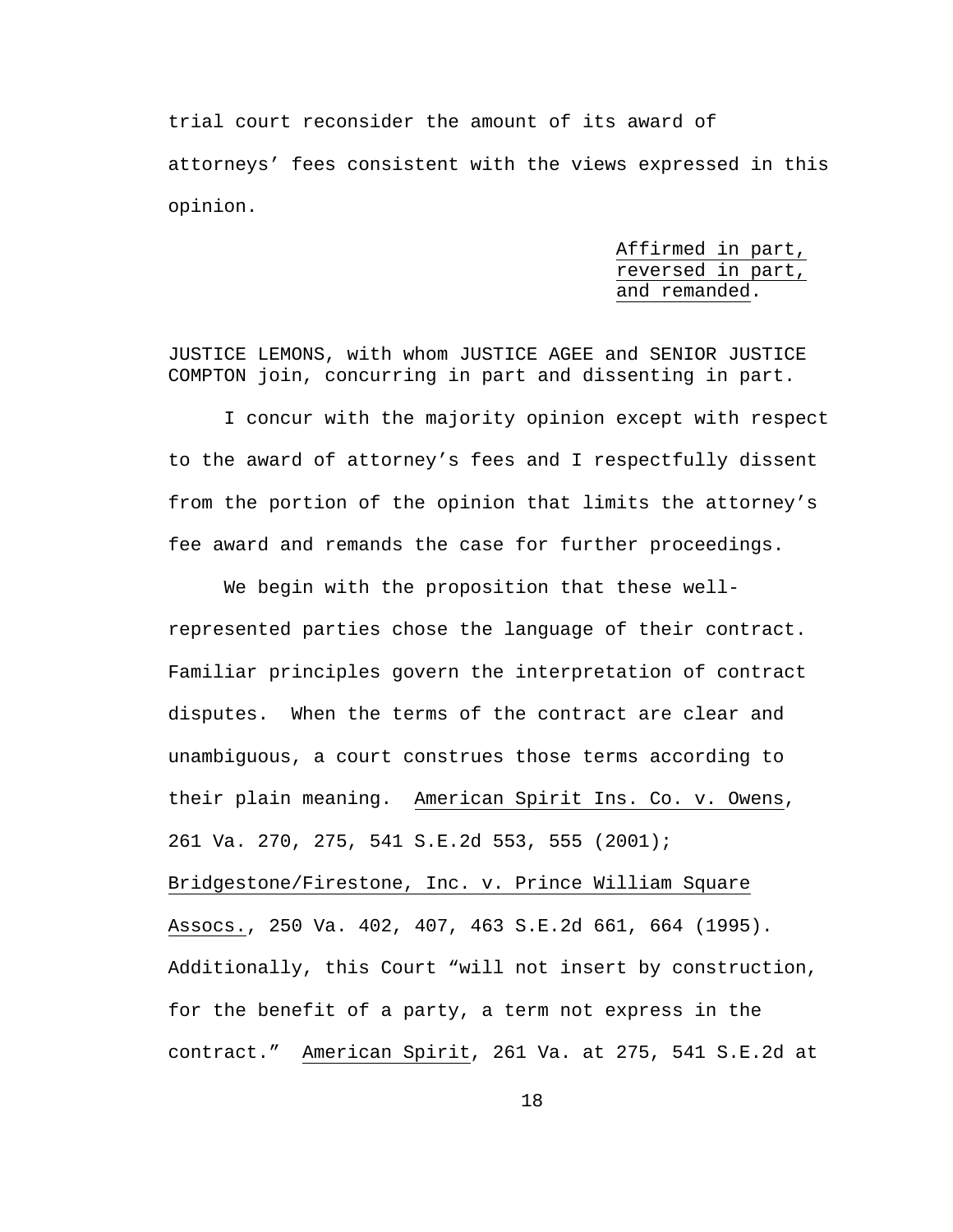trial court reconsider the amount of its award of attorneys' fees consistent with the views expressed in this opinion.

<u>Affirmed in part, reversed in part, and remanded</u>.

JUSTICE LEMONS, with whom JUSTICE AGEE and SENIOR JUSTICE COMPTON join, concurring in part and dissenting in part.

I concur with the majority opinion except with respect to the award of attorney's fees and I respectfully dissent from the portion of the opinion that limits the attorney's fee award and remands the case for further proceedings.

We begin with the proposition that these well-represented parties chose the language of their contract. Familiar principles govern the interpretation of contract disputes. When the terms of the contract are clear and unambiguous, a court construes those terms according to their plain meaning. <u>American Spirit Ins. Co. v. Owens</u>, 261 Va. 270, 275, 541 S.E.2d 553, 555 (2001); <u>Bridgestone/Firestone, Inc. v. Prince William Square Assocs.</u>, 250 Va. 402, 407, 463 S.E.2d 661, 664 (1995). Additionally, this Court "will not insert by construction, for the benefit of a party, a term not express in the contract." <u>American Spirit</u>, 261 Va. at 275, 541 S.E.2d at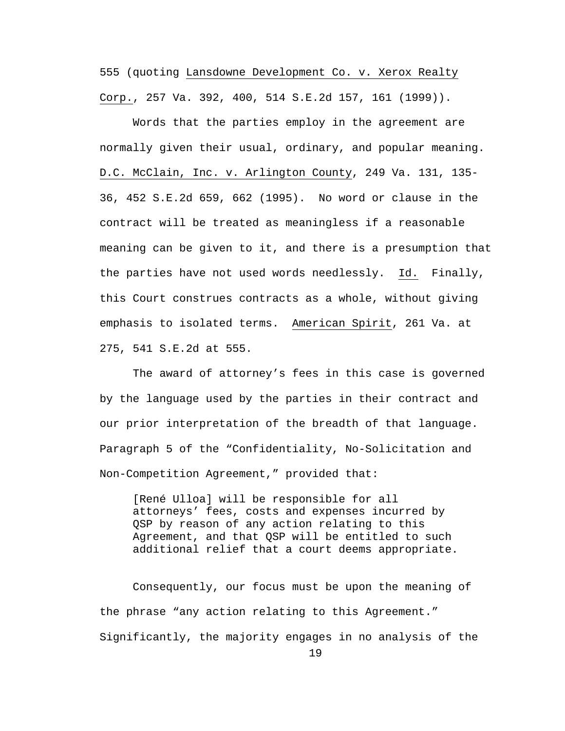555 (quoting Lansdowne Development Co. v. Xerox Realty Corp., 257 Va. 392, 400, 514 S.E.2d 157, 161 (1999)).

Words that the parties employ in the agreement are normally given their usual, ordinary, and popular meaning. D.C. McClain, Inc. v. Arlington County, 249 Va. 131, 135-36, 452 S.E.2d 659, 662 (1995). No word or clause in the contract will be treated as meaningless if a reasonable meaning can be given to it, and there is a presumption that the parties have not used words needlessly. Id. Finally, this Court construes contracts as a whole, without giving emphasis to isolated terms. American Spirit, 261 Va. at 275, 541 S.E.2d at 555.

The award of attorney's fees in this case is governed by the language used by the parties in their contract and our prior interpretation of the breadth of that language. Paragraph 5 of the "Confidentiality, No-Solicitation and Non-Competition Agreement," provided that:

> [René Ulloa] will be responsible for all attorneys' fees, costs and expenses incurred by QSP by reason of any action relating to this Agreement, and that QSP will be entitled to such additional relief that a court deems appropriate.

Consequently, our focus must be upon the meaning of the phrase "any action relating to this Agreement." Significantly, the majority engages in no analysis of the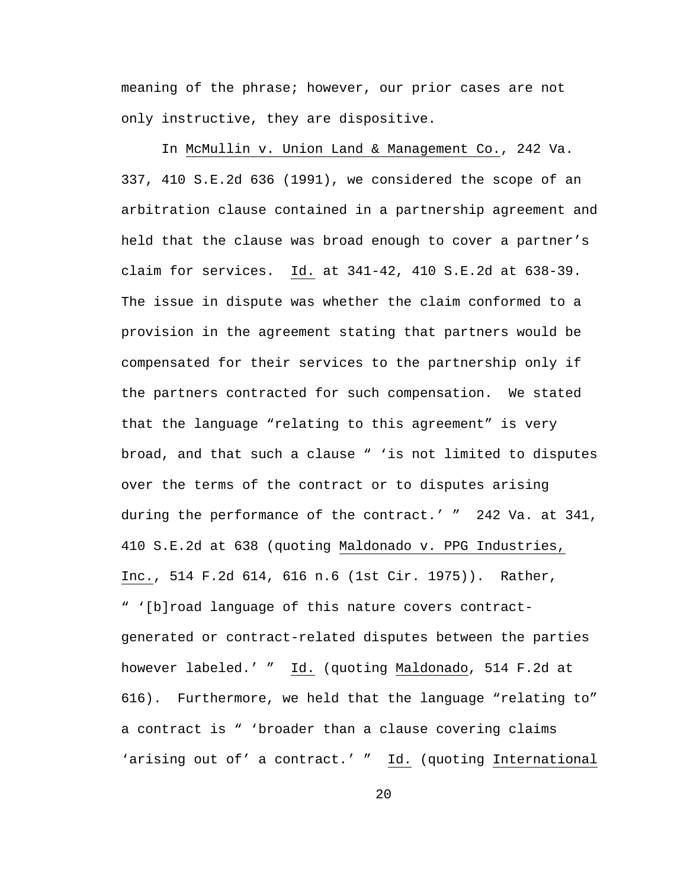meaning of the phrase; however, our prior cases are not only instructive, they are dispositive.

In McMullin v. Union Land & Management Co., 242 Va. 337, 410 S.E.2d 636 (1991), we considered the scope of an arbitration clause contained in a partnership agreement and held that the clause was broad enough to cover a partner's claim for services. Id. at 341-42, 410 S.E.2d at 638-39. The issue in dispute was whether the claim conformed to a provision in the agreement stating that partners would be compensated for their services to the partnership only if the partners contracted for such compensation. We stated that the language "relating to this agreement" is very broad, and that such a clause " 'is not limited to disputes over the terms of the contract or to disputes arising during the performance of the contract.' " 242 Va. at 341, 410 S.E.2d at 638 (quoting Maldonado v. PPG Industries, Inc., 514 F.2d 614, 616 n.6 (1st Cir. 1975)). Rather, " '[b]road language of this nature covers contract-generated or contract-related disputes between the parties however labeled.' " Id. (quoting Maldonado, 514 F.2d at 616). Furthermore, we held that the language "relating to" a contract is " 'broader than a clause covering claims 'arising out of' a contract.' " Id. (quoting International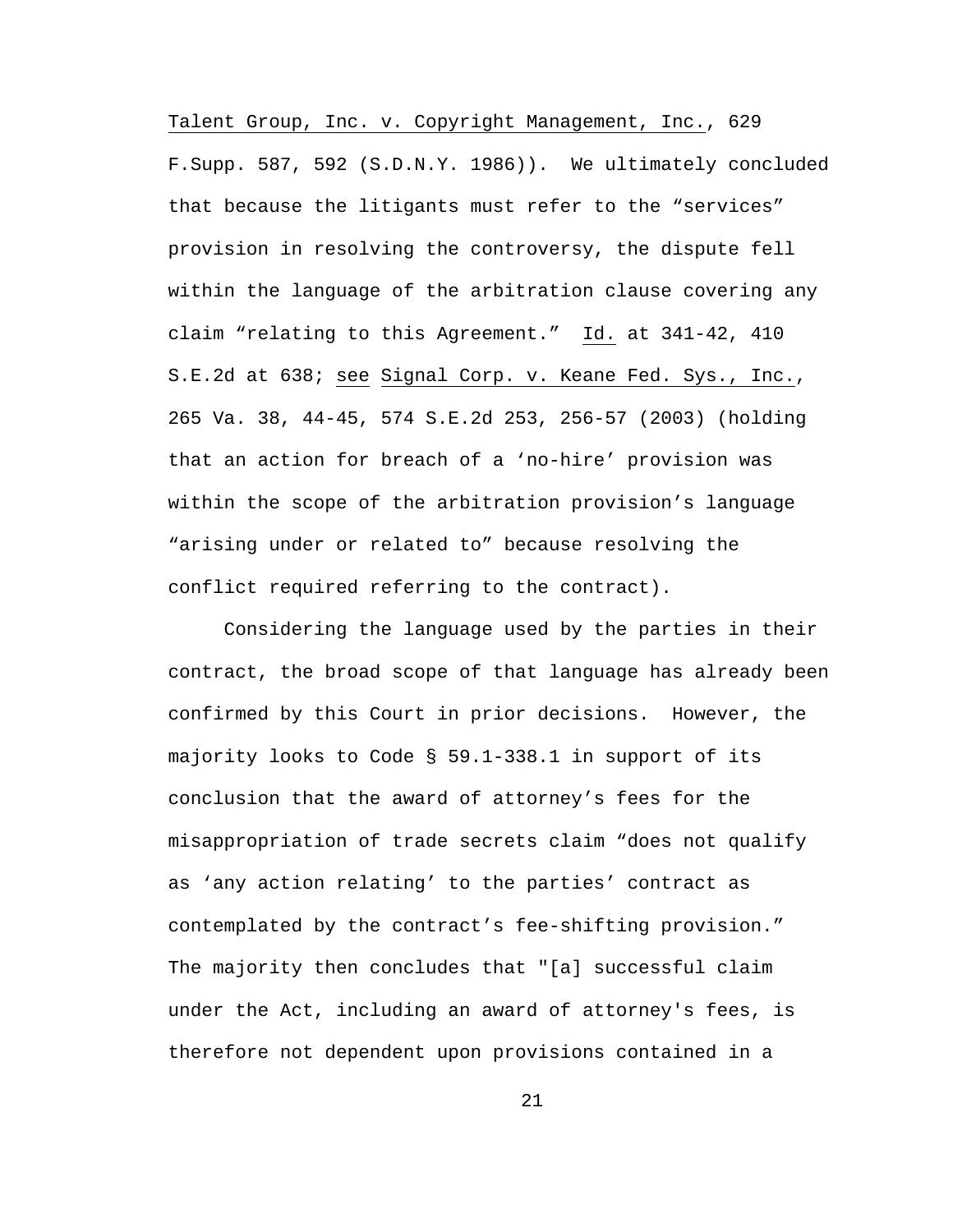Talent Group, Inc. v. Copyright Management, Inc., 629 F.Supp. 587, 592 (S.D.N.Y. 1986)). We ultimately concluded that because the litigants must refer to the “services” provision in resolving the controversy, the dispute fell within the language of the arbitration clause covering any claim “relating to this Agreement.” Id. at 341-42, 410 S.E.2d at 638; see Signal Corp. v. Keane Fed. Sys., Inc., 265 Va. 38, 44-45, 574 S.E.2d 253, 256-57 (2003) (holding that an action for breach of a ‘no-hire’ provision was within the scope of the arbitration provision’s language “arising under or related to” because resolving the conflict required referring to the contract).

Considering the language used by the parties in their contract, the broad scope of that language has already been confirmed by this Court in prior decisions. However, the majority looks to Code § 59.1-338.1 in support of its conclusion that the award of attorney’s fees for the misappropriation of trade secrets claim “does not qualify as ‘any action relating’ to the parties’ contract as contemplated by the contract’s fee-shifting provision.” The majority then concludes that "[a] successful claim under the Act, including an award of attorney's fees, is therefore not dependent upon provisions contained in a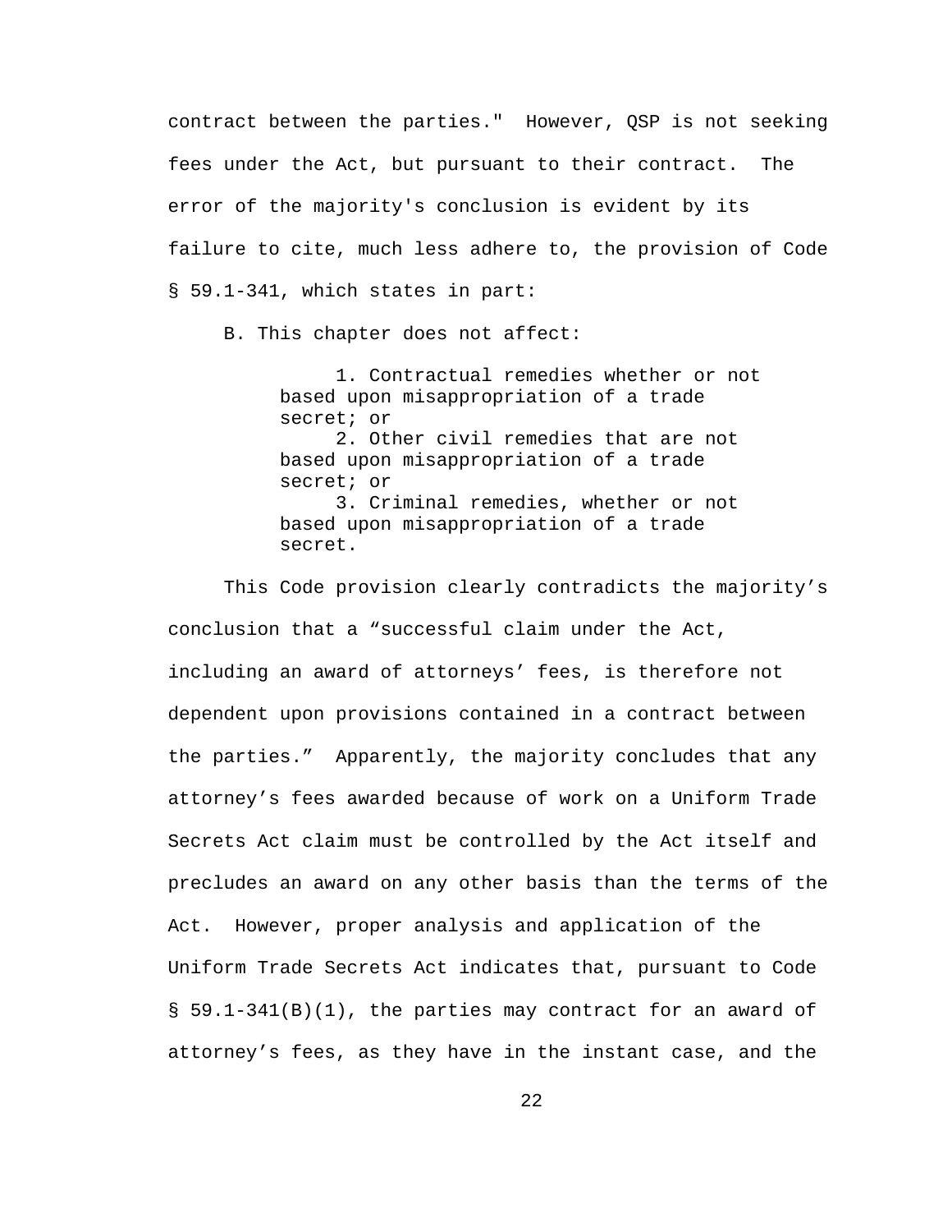contract between the parties." However, QSP is not seeking fees under the Act, but pursuant to their contract. The error of the majority's conclusion is evident by its failure to cite, much less adhere to, the provision of Code § 59.1-341, which states in part:

> B. This chapter does not affect:
>
> 1. Contractual remedies whether or not based upon misappropriation of a trade secret; or
> 2. Other civil remedies that are not based upon misappropriation of a trade secret; or
> 3. Criminal remedies, whether or not based upon misappropriation of a trade secret.

This Code provision clearly contradicts the majority's conclusion that a "successful claim under the Act, including an award of attorneys' fees, is therefore not dependent upon provisions contained in a contract between the parties." Apparently, the majority concludes that any attorney's fees awarded because of work on a Uniform Trade Secrets Act claim must be controlled by the Act itself and precludes an award on any other basis than the terms of the Act. However, proper analysis and application of the Uniform Trade Secrets Act indicates that, pursuant to Code § 59.1-341(B)(1), the parties may contract for an award of attorney's fees, as they have in the instant case, and the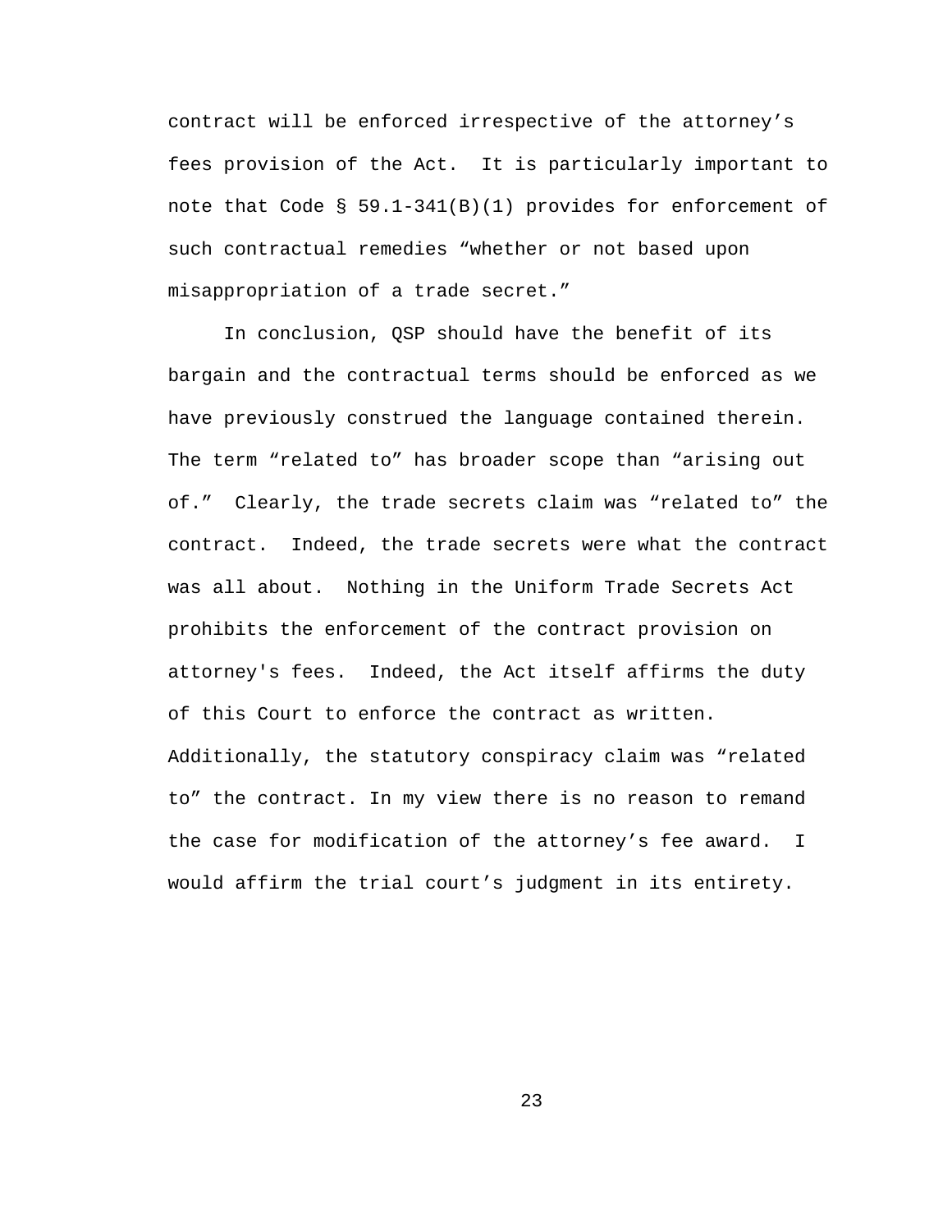contract will be enforced irrespective of the attorney's fees provision of the Act. It is particularly important to note that Code § 59.1-341(B)(1) provides for enforcement of such contractual remedies "whether or not based upon misappropriation of a trade secret."

In conclusion, QSP should have the benefit of its bargain and the contractual terms should be enforced as we have previously construed the language contained therein. The term "related to" has broader scope than "arising out of." Clearly, the trade secrets claim was "related to" the contract. Indeed, the trade secrets were what the contract was all about. Nothing in the Uniform Trade Secrets Act prohibits the enforcement of the contract provision on attorney's fees. Indeed, the Act itself affirms the duty of this Court to enforce the contract as written. Additionally, the statutory conspiracy claim was "related to" the contract. In my view there is no reason to remand the case for modification of the attorney's fee award. I would affirm the trial court's judgment in its entirety.